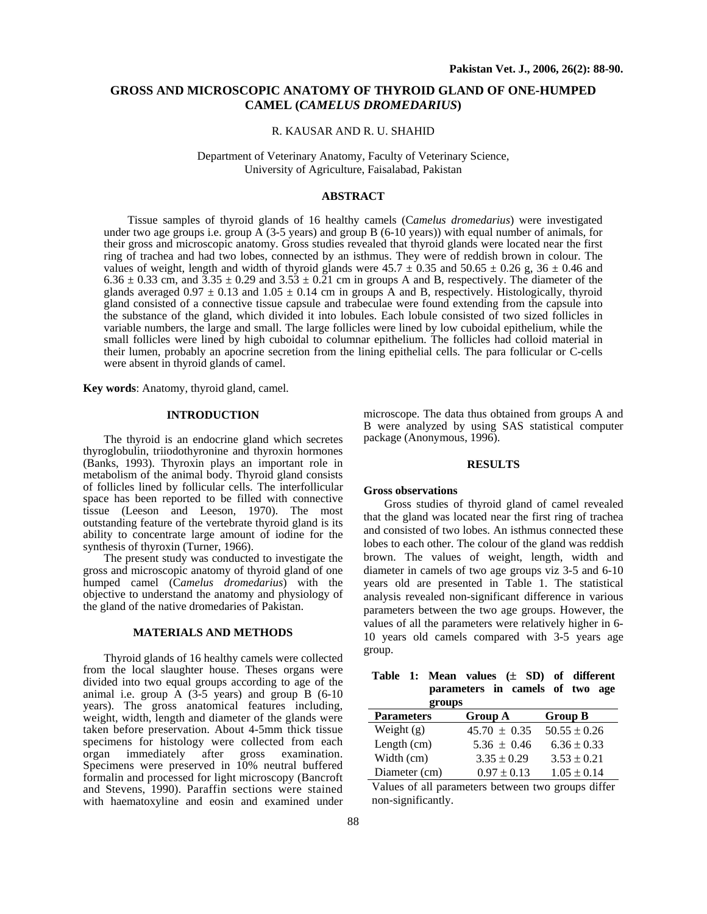# GROSS AND MICROSCOPIC ANATOMY OF THYROID GLAND OF ONE-HUMPED CAMEL (*CAMELUS DROMEDARIUS*)

R. KAUSAR AND R. U. SHAHID

Department of Veterinary Anatomy, Faculty of Veterinary Science,
University of Agriculture, Faisalabad, Pakistan

## ABSTRACT

Tissue samples of thyroid glands of 16 healthy camels (C*amelus dromedarius*) were investigated under two age groups i.e. group A (3-5 years) and group B (6-10 years)) with equal number of animals, for their gross and microscopic anatomy. Gross studies revealed that thyroid glands were located near the first ring of trachea and had two lobes, connected by an isthmus. They were of reddish brown in colour. The values of weight, length and width of thyroid glands were 45.7 ± 0.35 and 50.65 ± 0.26 g, 36 ± 0.46 and 6.36 ± 0.33 cm, and 3.35 ± 0.29 and 3.53 ± 0.21 cm in groups A and B, respectively. The diameter of the glands averaged 0.97 ± 0.13 and 1.05 ± 0.14 cm in groups A and B, respectively. Histologically, thyroid gland consisted of a connective tissue capsule and trabeculae were found extending from the capsule into the substance of the gland, which divided it into lobules. Each lobule consisted of two sized follicles in variable numbers, the large and small. The large follicles were lined by low cuboidal epithelium, while the small follicles were lined by high cuboidal to columnar epithelium. The follicles had colloid material in their lumen, probably an apocrine secretion from the lining epithelial cells. The para follicular or C-cells were absent in thyroid glands of camel.

**Key words**: Anatomy, thyroid gland, camel.

## INTRODUCTION

The thyroid is an endocrine gland which secretes thyroglobulin, triiodothyronine and thyroxin hormones (Banks, 1993). Thyroxin plays an important role in metabolism of the animal body. Thyroid gland consists of follicles lined by follicular cells. The interfollicular space has been reported to be filled with connective tissue (Leeson and Leeson, 1970). The most outstanding feature of the vertebrate thyroid gland is its ability to concentrate large amount of iodine for the synthesis of thyroxin (Turner, 1966).

The present study was conducted to investigate the gross and microscopic anatomy of thyroid gland of one humped camel (C*amelus dromedarius*) with the objective to understand the anatomy and physiology of the gland of the native dromedaries of Pakistan.

## MATERIALS AND METHODS

Thyroid glands of 16 healthy camels were collected from the local slaughter house. Theses organs were divided into two equal groups according to age of the animal i.e. group A (3-5 years) and group B (6-10 years). The gross anatomical features including, weight, width, length and diameter of the glands were taken before preservation. About 4-5mm thick tissue specimens for histology were collected from each organ immediately after gross examination. Specimens were preserved in 10% neutral buffered formalin and processed for light microscopy (Bancroft and Stevens, 1990). Paraffin sections were stained with haematoxyline and eosin and examined under microscope. The data thus obtained from groups A and B were analyzed by using SAS statistical computer package (Anonymous, 1996).

## RESULTS

### Gross observations

Gross studies of thyroid gland of camel revealed that the gland was located near the first ring of trachea and consisted of two lobes. An isthmus connected these lobes to each other. The colour of the gland was reddish brown. The values of weight, length, width and diameter in camels of two age groups viz 3-5 and 6-10 years old are presented in Table 1. The statistical analysis revealed non-significant difference in various parameters between the two age groups. However, the values of all the parameters were relatively higher in 6-10 years old camels compared with 3-5 years age group.

**Table 1: Mean values (± SD) of different parameters in camels of two age groups**

| Parameters | Group A | Group B |
|---|---|---|
| Weight (g) | 45.70 ± 0.35 | 50.55 ± 0.26 |
| Length (cm) | 5.36 ± 0.46 | 6.36 ± 0.33 |
| Width (cm) | 3.35 ± 0.29 | 3.53 ± 0.21 |
| Diameter (cm) | 0.97 ± 0.13 | 1.05 ± 0.14 |

Values of all parameters between two groups differ non-significantly.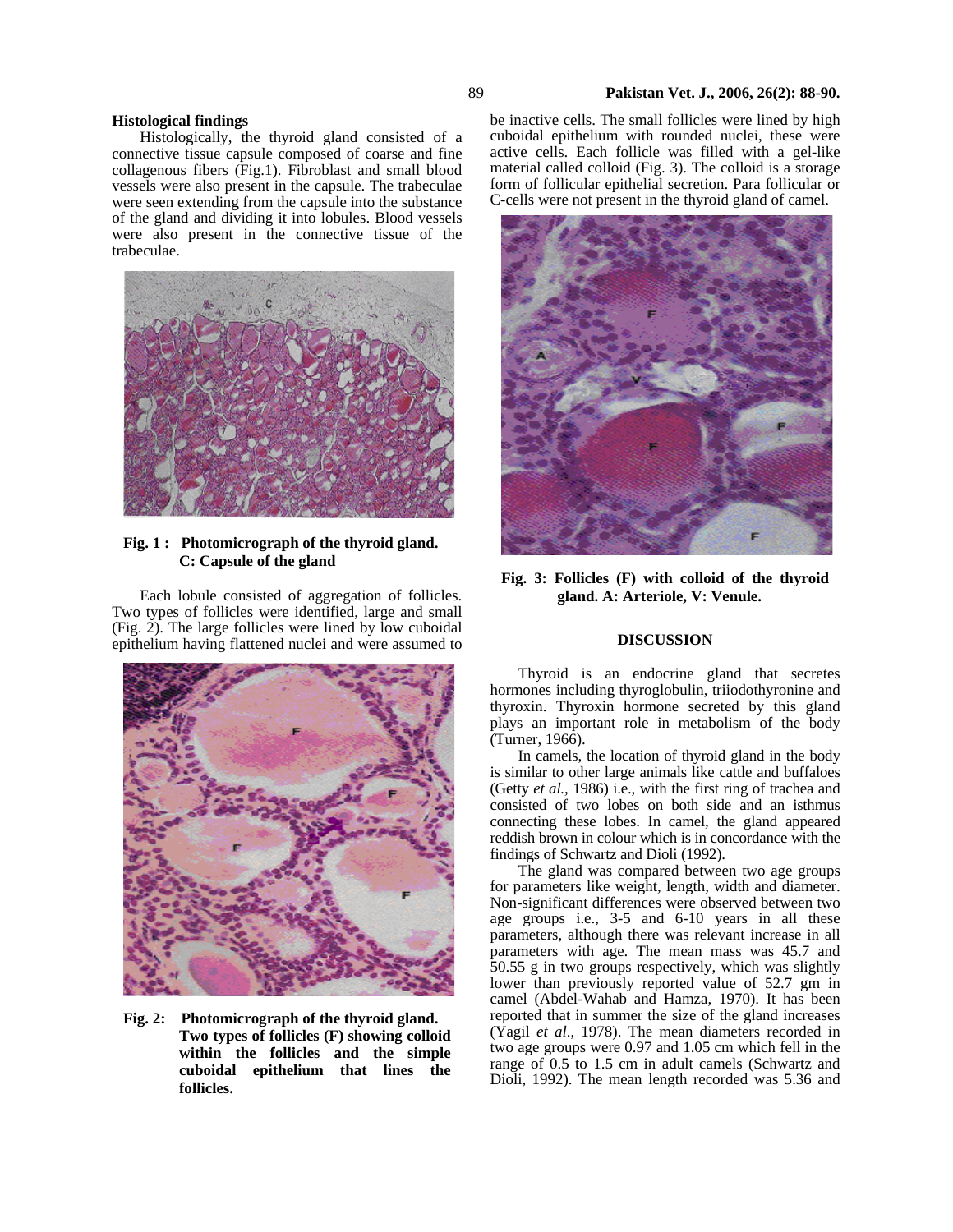### Histological findings

Histologically, the thyroid gland consisted of a connective tissue capsule composed of coarse and fine collagenous fibers (Fig.1). Fibroblast and small blood vessels were also present in the capsule. The trabeculae were seen extending from the capsule into the substance of the gland and dividing it into lobules. Blood vessels were also present in the connective tissue of the trabeculae.

**Fig. 1 : Photomicrograph of the thyroid gland. C: Capsule of the gland**

Each lobule consisted of aggregation of follicles. Two types of follicles were identified, large and small (Fig. 2). The large follicles were lined by low cuboidal epithelium having flattened nuclei and were assumed to be inactive cells. The small follicles were lined by high cuboidal epithelium with rounded nuclei, these were active cells. Each follicle was filled with a gel-like material called colloid (Fig. 3). The colloid is a storage form of follicular epithelial secretion. Para follicular or C-cells were not present in the thyroid gland of camel.

**Fig. 2: Photomicrograph of the thyroid gland. Two types of follicles (F) showing colloid within the follicles and the simple cuboidal epithelium that lines the follicles.**

**Fig. 3: Follicles (F) with colloid of the thyroid gland. A: Arteriole, V: Venule.**

## DISCUSSION

Thyroid is an endocrine gland that secretes hormones including thyroglobulin, triiodothyronine and thyroxin. Thyroxin hormone secreted by this gland plays an important role in metabolism of the body (Turner, 1966).

In camels, the location of thyroid gland in the body is similar to other large animals like cattle and buffaloes (Getty *et al.*, 1986) i.e., with the first ring of trachea and consisted of two lobes on both side and an isthmus connecting these lobes. In camel, the gland appeared reddish brown in colour which is in concordance with the findings of Schwartz and Dioli (1992).

The gland was compared between two age groups for parameters like weight, length, width and diameter. Non-significant differences were observed between two age groups i.e., 3-5 and 6-10 years in all these parameters, although there was relevant increase in all parameters with age. The mean mass was 45.7 and 50.55 g in two groups respectively, which was slightly lower than previously reported value of 52.7 gm in camel (Abdel-Wahab and Hamza, 1970). It has been reported that in summer the size of the gland increases (Yagil *et al*., 1978). The mean diameters recorded in two age groups were 0.97 and 1.05 cm which fell in the range of 0.5 to 1.5 cm in adult camels (Schwartz and Dioli, 1992). The mean length recorded was 5.36 and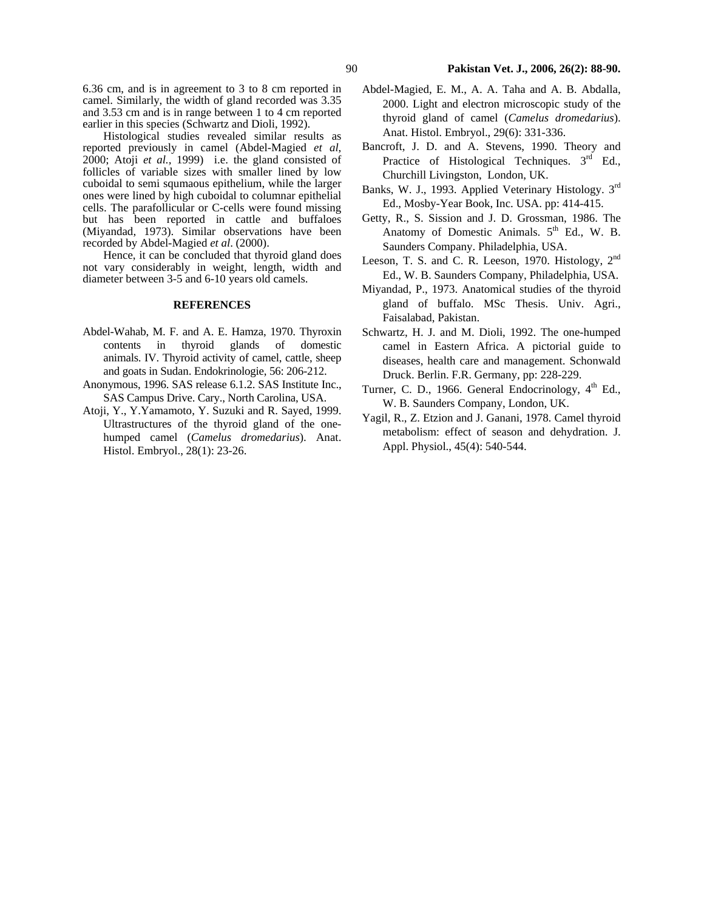6.36 cm, and is in agreement to 3 to 8 cm reported in camel. Similarly, the width of gland recorded was 3.35 and 3.53 cm and is in range between 1 to 4 cm reported earlier in this species (Schwartz and Dioli, 1992).

Histological studies revealed similar results as reported previously in camel (Abdel-Magied *et al*, 2000; Atoji *et al.*, 1999) i.e. the gland consisted of follicles of variable sizes with smaller lined by low cuboidal to semi squmaous epithelium, while the larger ones were lined by high cuboidal to columnar epithelial cells. The parafollicular or C-cells were found missing but has been reported in cattle and buffaloes (Miyandad, 1973). Similar observations have been recorded by Abdel-Magied *et al*. (2000).

Hence, it can be concluded that thyroid gland does not vary considerably in weight, length, width and diameter between 3-5 and 6-10 years old camels.

## REFERENCES

Abdel-Wahab, M. F. and A. E. Hamza, 1970. Thyroxin contents in thyroid glands of domestic animals. IV. Thyroid activity of camel, cattle, sheep and goats in Sudan. Endokrinologie, 56: 206-212.

Anonymous, 1996. SAS release 6.1.2. SAS Institute Inc., SAS Campus Drive. Cary., North Carolina, USA.

Atoji, Y., Y.Yamamoto, Y. Suzuki and R. Sayed, 1999. Ultrastructures of the thyroid gland of the one-humped camel (*Camelus dromedarius*). Anat. Histol. Embryol., 28(1): 23-26.

Abdel-Magied, E. M., A. A. Taha and A. B. Abdalla, 2000. Light and electron microscopic study of the thyroid gland of camel (*Camelus dromedarius*). Anat. Histol. Embryol., 29(6): 331-336.

Bancroft, J. D. and A. Stevens, 1990. Theory and Practice of Histological Techniques. 3rd Ed., Churchill Livingston, London, UK.

Banks, W. J., 1993. Applied Veterinary Histology. 3rd Ed., Mosby-Year Book, Inc. USA. pp: 414-415.

Getty, R., S. Sission and J. D. Grossman, 1986. The Anatomy of Domestic Animals. 5th Ed., W. B. Saunders Company. Philadelphia, USA.

Leeson, T. S. and C. R. Leeson, 1970. Histology, 2nd Ed., W. B. Saunders Company, Philadelphia, USA.

Miyandad, P., 1973. Anatomical studies of the thyroid gland of buffalo. MSc Thesis. Univ. Agri., Faisalabad, Pakistan.

Schwartz, H. J. and M. Dioli, 1992. The one-humped camel in Eastern Africa. A pictorial guide to diseases, health care and management. Schonwald Druck. Berlin. F.R. Germany, pp: 228-229.

Turner, C. D., 1966. General Endocrinology, 4th Ed., W. B. Saunders Company, London, UK.

Yagil, R., Z. Etzion and J. Ganani, 1978. Camel thyroid metabolism: effect of season and dehydration. J. Appl. Physiol., 45(4): 540-544.